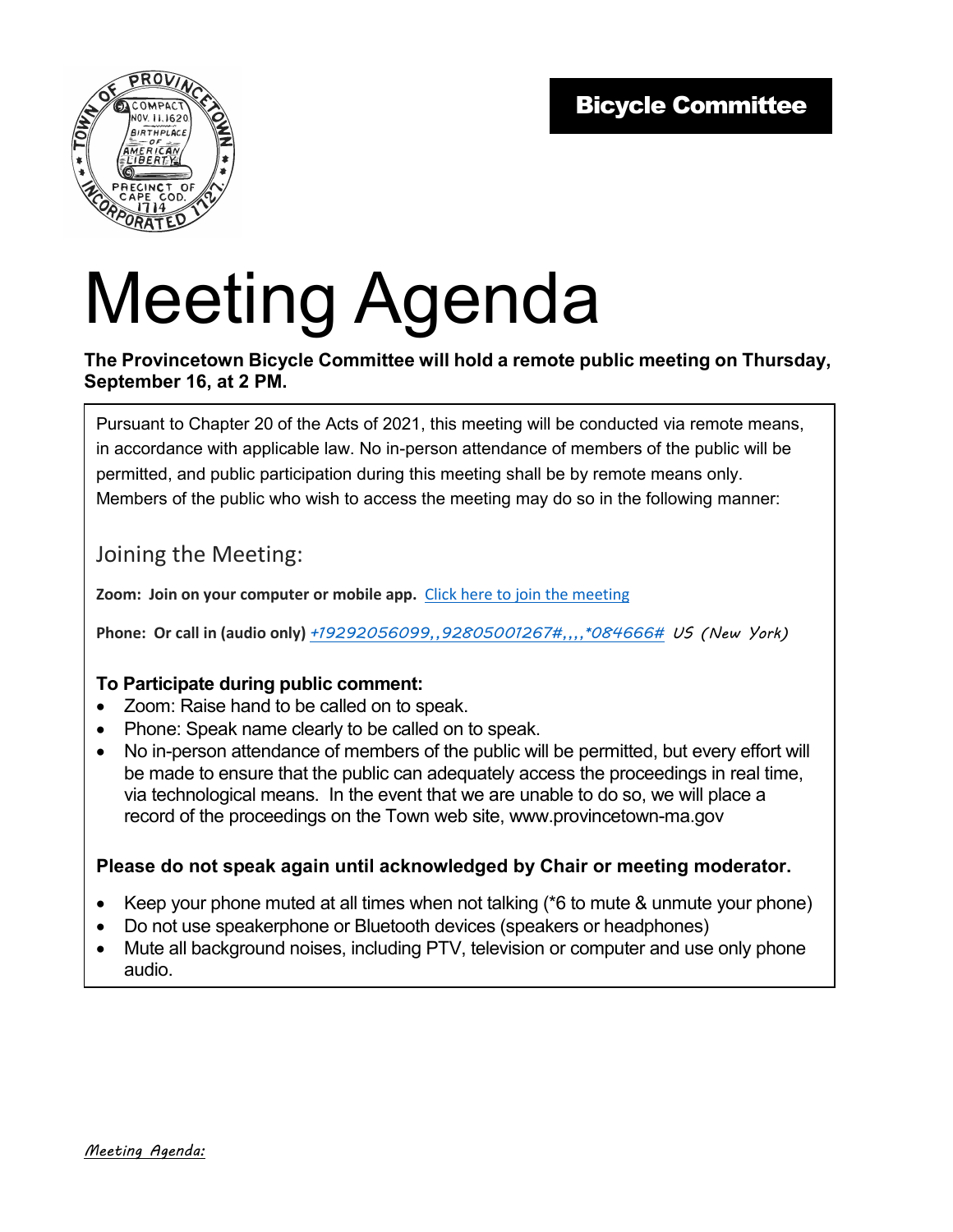**Bicycle Committee**

# Meeting Agenda

**The Provincetown Bicycle Committee will hold a remote public meeting on Thursday, September 16, at 2 PM.**

Pursuant to Chapter 20 of the Acts of 2021, this meeting will be conducted via remote means, in accordance with applicable law. No in-person attendance of members of the public will be permitted, and public participation during this meeting shall be by remote means only. Members of the public who wish to access the meeting may do so in the following manner:

## Joining the Meeting:

**Zoom: Join on your computer or mobile app.** Click here to join the meeting

**Phone: Or call in (audio only)** *+19292056099,,92805001267#,,,,*084666#* *US (New York)*

**To Participate during public comment:**

- Zoom: Raise hand to be called on to speak.
- Phone: Speak name clearly to be called on to speak.
- No in-person attendance of members of the public will be permitted, but every effort will be made to ensure that the public can adequately access the proceedings in real time, via technological means. In the event that we are unable to do so, we will place a record of the proceedings on the Town web site, www.provincetown-ma.gov

**Please do not speak again until acknowledged by Chair or meeting moderator.**

- Keep your phone muted at all times when not talking (*6 to mute & unmute your phone)
- Do not use speakerphone or Bluetooth devices (speakers or headphones)
- Mute all background noises, including PTV, television or computer and use only phone audio.

*Meeting Agenda:*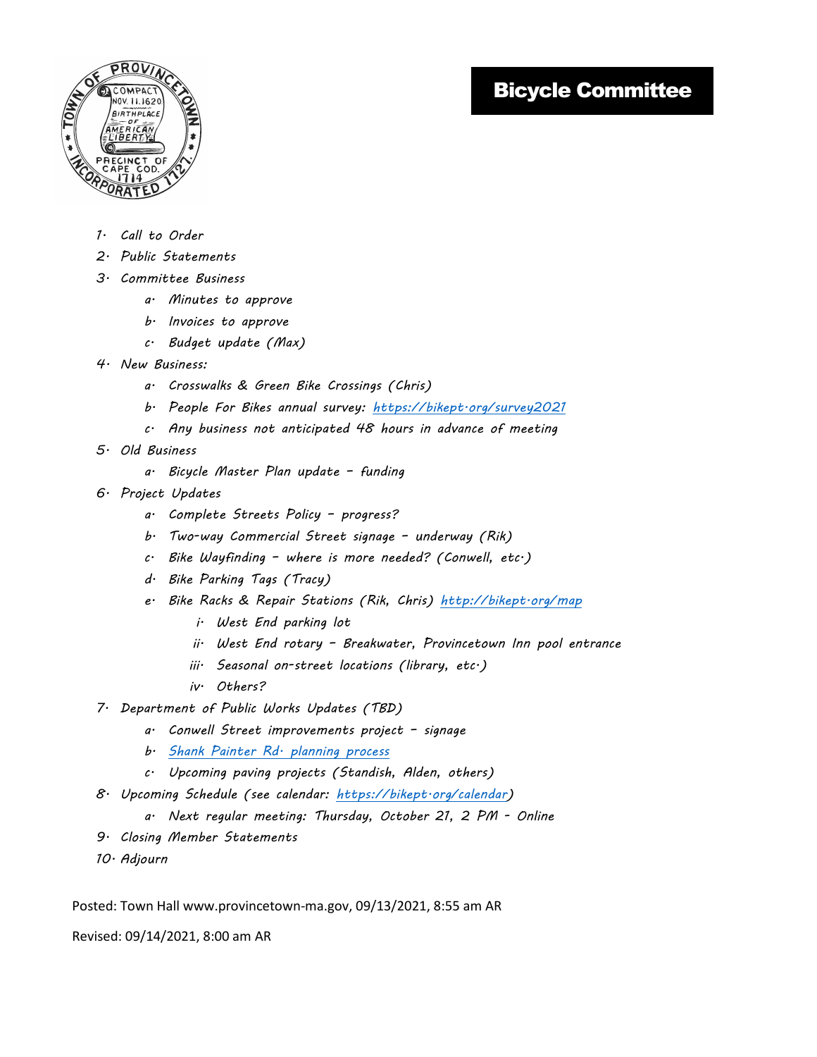# Bicycle Committee

1. Call to Order
2. Public Statements
3. Committee Business
   a. Minutes to approve
   b. Invoices to approve
   c. Budget update (Max)
4. New Business:
   a. Crosswalks & Green Bike Crossings (Chris)
   b. People For Bikes annual survey: https://bikept.org/survey2021
   c. Any business not anticipated 48 hours in advance of meeting
5. Old Business
   a. Bicycle Master Plan update – funding
6. Project Updates
   a. Complete Streets Policy – progress?
   b. Two-way Commercial Street signage – underway (Rik)
   c. Bike Wayfinding – where is more needed? (Conwell, etc.)
   d. Bike Parking Tags (Tracy)
   e. Bike Racks & Repair Stations (Rik, Chris) http://bikept.org/map
      i. West End parking lot
      ii. West End rotary – Breakwater, Provincetown Inn pool entrance
      iii. Seasonal on-street locations (library, etc.)
      iv. Others?
7. Department of Public Works Updates (TBD)
   a. Conwell Street improvements project – signage
   b. Shank Painter Rd. planning process
   c. Upcoming paving projects (Standish, Alden, others)
8. Upcoming Schedule (see calendar: https://bikept.org/calendar)
   a. Next regular meeting: Thursday, October 21, 2 PM – Online
9. Closing Member Statements
10. Adjourn

Posted: Town Hall www.provincetown-ma.gov, 09/13/2021, 8:55 am AR

Revised: 09/14/2021, 8:00 am AR